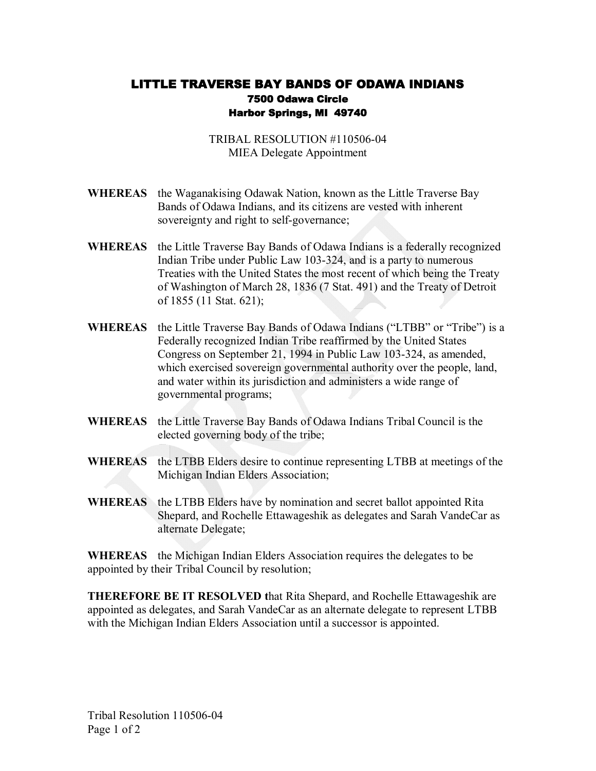# LITTLE TRAVERSE BAY BANDS OF ODAWA INDIANS

### 7500 Odawa Circle
### Harbor Springs, MI 49740

TRIBAL RESOLUTION #110506-04
MIEA Delegate Appointment

**WHEREAS** the Waganakising Odawak Nation, known as the Little Traverse Bay Bands of Odawa Indians, and its citizens are vested with inherent sovereignty and right to self-governance;

**WHEREAS** the Little Traverse Bay Bands of Odawa Indians is a federally recognized Indian Tribe under Public Law 103-324, and is a party to numerous Treaties with the United States the most recent of which being the Treaty of Washington of March 28, 1836 (7 Stat. 491) and the Treaty of Detroit of 1855 (11 Stat. 621);

**WHEREAS** the Little Traverse Bay Bands of Odawa Indians ("LTBB" or "Tribe") is a Federally recognized Indian Tribe reaffirmed by the United States Congress on September 21, 1994 in Public Law 103-324, as amended, which exercised sovereign governmental authority over the people, land, and water within its jurisdiction and administers a wide range of governmental programs;

**WHEREAS** the Little Traverse Bay Bands of Odawa Indians Tribal Council is the elected governing body of the tribe;

**WHEREAS** the LTBB Elders desire to continue representing LTBB at meetings of the Michigan Indian Elders Association;

**WHEREAS** the LTBB Elders have by nomination and secret ballot appointed Rita Shepard, and Rochelle Ettawageshik as delegates and Sarah VandeCar as alternate Delegate;

**WHEREAS** the Michigan Indian Elders Association requires the delegates to be appointed by their Tribal Council by resolution;

**THEREFORE BE IT RESOLVED t**hat Rita Shepard, and Rochelle Ettawageshik are appointed as delegates, and Sarah VandeCar as an alternate delegate to represent LTBB with the Michigan Indian Elders Association until a successor is appointed.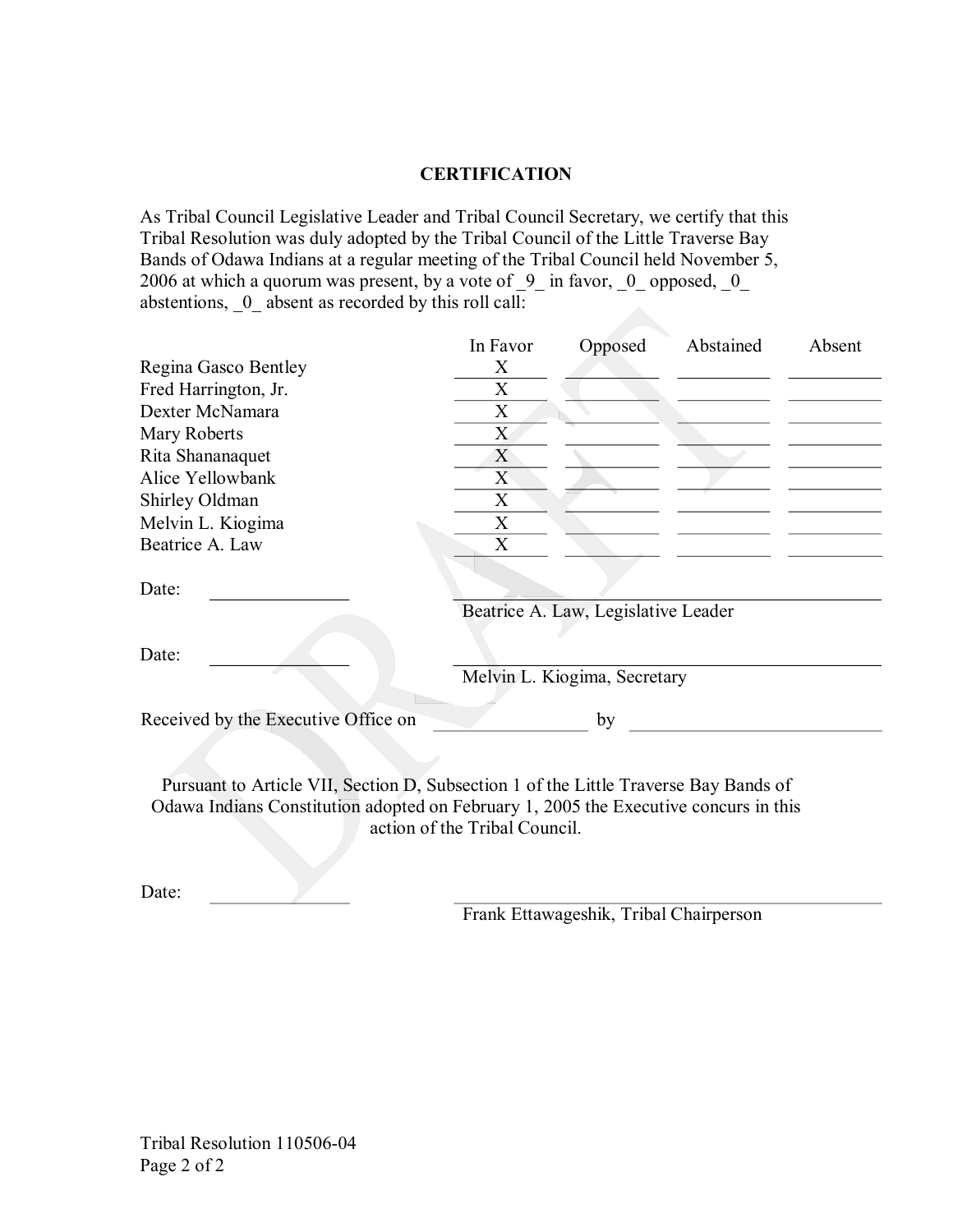**CERTIFICATION**

As Tribal Council Legislative Leader and Tribal Council Secretary, we certify that this Tribal Resolution was duly adopted by the Tribal Council of the Little Traverse Bay Bands of Odawa Indians at a regular meeting of the Tribal Council held November 5, 2006 at which a quorum was present, by a vote of _9_ in favor, _0_ opposed, _0_ abstentions, _0_ absent as recorded by this roll call:

| | In Favor | Opposed | Abstained | Absent |
|---|---|---|---|---|
| Regina Gasco Bentley | X | | | |
| Fred Harrington, Jr. | X | | | |
| Dexter McNamara | X | | | |
| Mary Roberts | X | | | |
| Rita Shananaquet | X | | | |
| Alice Yellowbank | X | | | |
| Shirley Oldman | X | | | |
| Melvin L. Kiogima | X | | | |
| Beatrice A. Law | X | | | |

Date: _______________ _______________________________
Beatrice A. Law, Legislative Leader

Date: _______________ _______________________________
Melvin L. Kiogima, Secretary

Received by the Executive Office on _______________ by _______________________

Pursuant to Article VII, Section D, Subsection 1 of the Little Traverse Bay Bands of Odawa Indians Constitution adopted on February 1, 2005 the Executive concurs in this action of the Tribal Council.

Date: _______________ _______________________________
Frank Ettawageshik, Tribal Chairperson

Tribal Resolution 110506-04